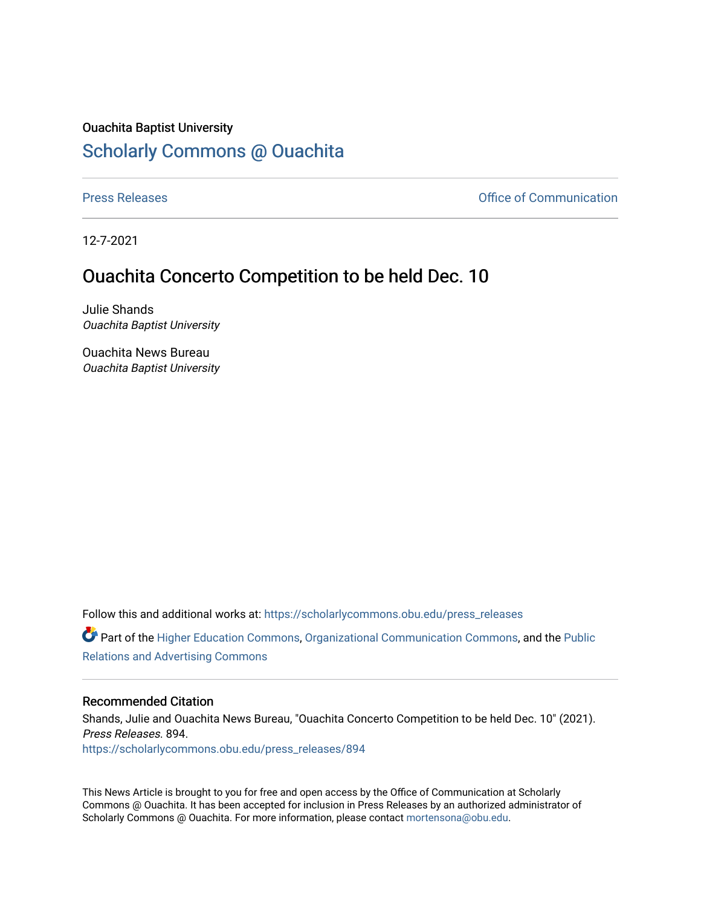Ouachita Baptist University

# Scholarly Commons @ Ouachita

Press Releases | Office of Communication

12-7-2021

## Ouachita Concerto Competition to be held Dec. 10

Julie Shands
*Ouachita Baptist University*

Ouachita News Bureau
*Ouachita Baptist University*

Follow this and additional works at: https://scholarlycommons.obu.edu/press_releases

Part of the Higher Education Commons, Organizational Communication Commons, and the Public Relations and Advertising Commons

### Recommended Citation

Shands, Julie and Ouachita News Bureau, "Ouachita Concerto Competition to be held Dec. 10" (2021). *Press Releases*. 894.
https://scholarlycommons.obu.edu/press_releases/894

This News Article is brought to you for free and open access by the Office of Communication at Scholarly Commons @ Ouachita. It has been accepted for inclusion in Press Releases by an authorized administrator of Scholarly Commons @ Ouachita. For more information, please contact mortensona@obu.edu.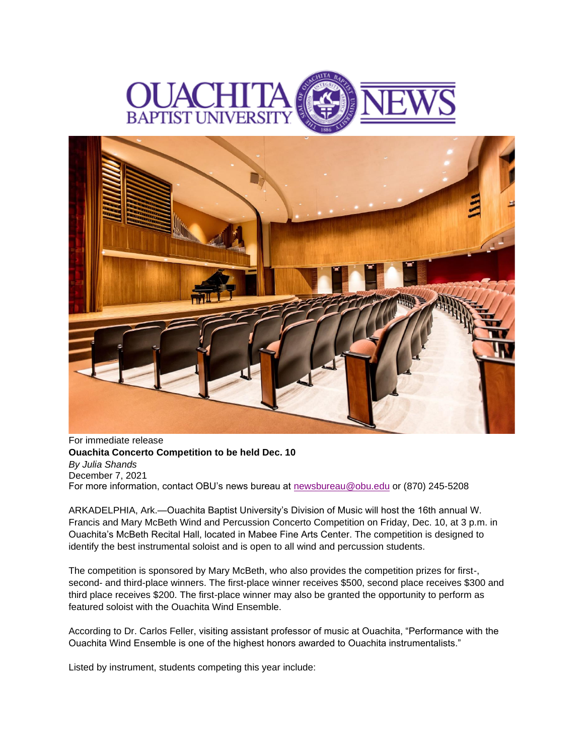For immediate release

**Ouachita Concerto Competition to be held Dec. 10**

*By Julia Shands*

December 7, 2021

For more information, contact OBU's news bureau at newsbureau@obu.edu or (870) 245-5208

ARKADELPHIA, Ark.—Ouachita Baptist University's Division of Music will host the 16th annual W. Francis and Mary McBeth Wind and Percussion Concerto Competition on Friday, Dec. 10, at 3 p.m. in Ouachita's McBeth Recital Hall, located in Mabee Fine Arts Center. The competition is designed to identify the best instrumental soloist and is open to all wind and percussion students.

The competition is sponsored by Mary McBeth, who also provides the competition prizes for first-, second- and third-place winners. The first-place winner receives $500, second place receives $300 and third place receives $200. The first-place winner may also be granted the opportunity to perform as featured soloist with the Ouachita Wind Ensemble.

According to Dr. Carlos Feller, visiting assistant professor of music at Ouachita, "Performance with the Ouachita Wind Ensemble is one of the highest honors awarded to Ouachita instrumentalists."

Listed by instrument, students competing this year include: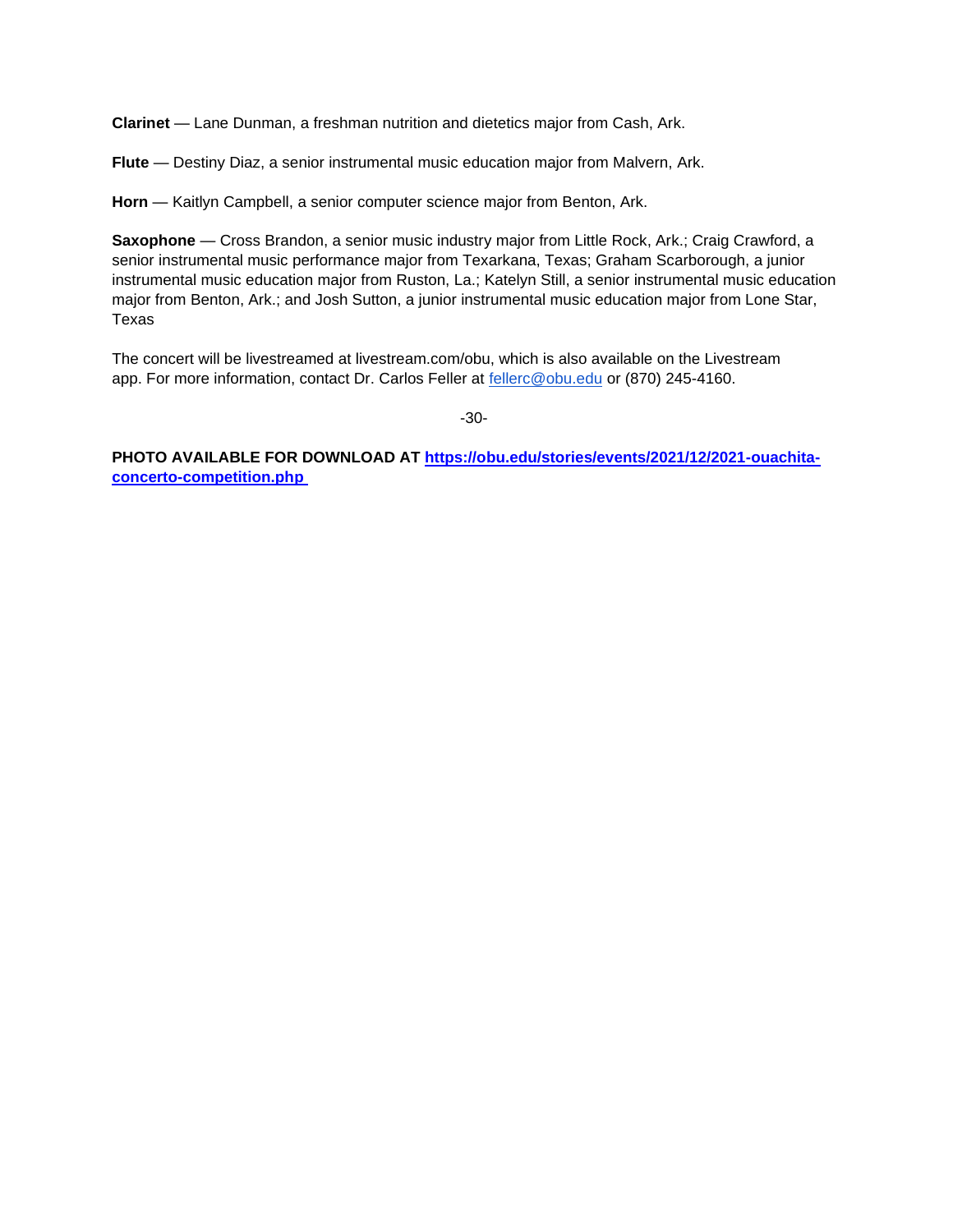**Clarinet** — Lane Dunman, a freshman nutrition and dietetics major from Cash, Ark.

**Flute** — Destiny Diaz, a senior instrumental music education major from Malvern, Ark.

**Horn** — Kaitlyn Campbell, a senior computer science major from Benton, Ark.

**Saxophone** — Cross Brandon, a senior music industry major from Little Rock, Ark.; Craig Crawford, a senior instrumental music performance major from Texarkana, Texas; Graham Scarborough, a junior instrumental music education major from Ruston, La.; Katelyn Still, a senior instrumental music education major from Benton, Ark.; and Josh Sutton, a junior instrumental music education major from Lone Star, Texas

The concert will be livestreamed at livestream.com/obu, which is also available on the Livestream app. For more information, contact Dr. Carlos Feller at [fellerc@obu.edu](mailto:fellerc@obu.edu) or (870) 245-4160.

-30-

**PHOTO AVAILABLE FOR DOWNLOAD AT [https://obu.edu/stories/events/2021/12/2021-ouachita-concerto-competition.php](https://obu.edu/stories/events/2021/12/2021-ouachita-concerto-competition.php)**